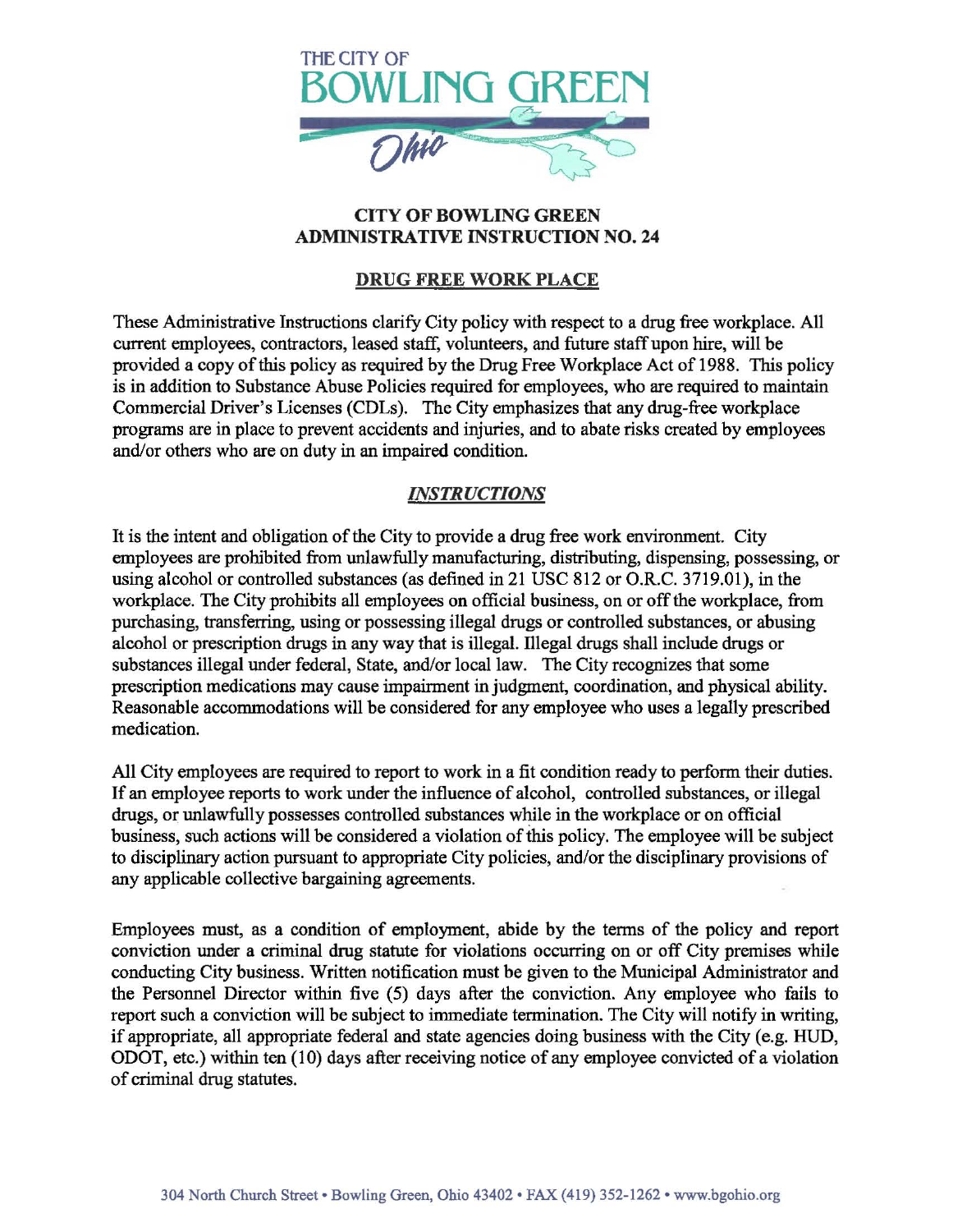# CITY OF BOWLING GREEN
# ADMINISTRATIVE INSTRUCTION NO. 24

## DRUG FREE WORK PLACE

These Administrative Instructions clarify City policy with respect to a drug free workplace. All current employees, contractors, leased staff, volunteers, and future staff upon hire, will be provided a copy of this policy as required by the Drug Free Workplace Act of 1988. This policy is in addition to Substance Abuse Policies required for employees, who are required to maintain Commercial Driver's Licenses (CDLs). The City emphasizes that any drug-free workplace programs are in place to prevent accidents and injuries, and to abate risks created by employees and/or others who are on duty in an impaired condition.

## *INSTRUCTIONS*

It is the intent and obligation of the City to provide a drug free work environment. City employees are prohibited from unlawfully manufacturing, distributing, dispensing, possessing, or using alcohol or controlled substances (as defined in 21 USC 812 or O.R.C. 3719.01), in the workplace. The City prohibits all employees on official business, on or off the workplace, from purchasing, transferring, using or possessing illegal drugs or controlled substances, or abusing alcohol or prescription drugs in any way that is illegal. Illegal drugs shall include drugs or substances illegal under federal, State, and/or local law. The City recognizes that some prescription medications may cause impairment in judgment, coordination, and physical ability. Reasonable accommodations will be considered for any employee who uses a legally prescribed medication.

All City employees are required to report to work in a fit condition ready to perform their duties. If an employee reports to work under the influence of alcohol, controlled substances, or illegal drugs, or unlawfully possesses controlled substances while in the workplace or on official business, such actions will be considered a violation of this policy. The employee will be subject to disciplinary action pursuant to appropriate City policies, and/or the disciplinary provisions of any applicable collective bargaining agreements.

Employees must, as a condition of employment, abide by the terms of the policy and report conviction under a criminal drug statute for violations occurring on or off City premises while conducting City business. Written notification must be given to the Municipal Administrator and the Personnel Director within five (5) days after the conviction. Any employee who fails to report such a conviction will be subject to immediate termination. The City will notify in writing, if appropriate, all appropriate federal and state agencies doing business with the City (e.g. HUD, ODOT, etc.) within ten (10) days after receiving notice of any employee convicted of a violation of criminal drug statutes.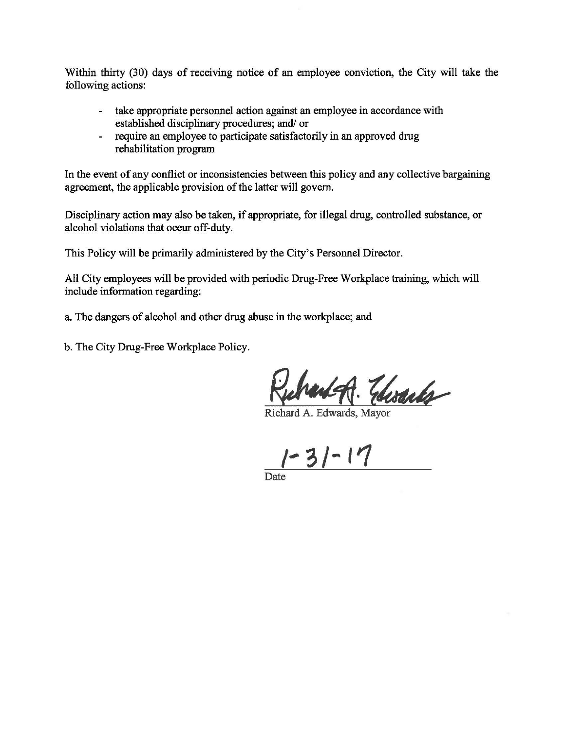Within thirty (30) days of receiving notice of an employee conviction, the City will take the following actions:

- take appropriate personnel action against an employee in accordance with established disciplinary procedures; and/ or
- require an employee to participate satisfactorily in an approved drug rehabilitation program

In the event of any conflict or inconsistencies between this policy and any collective bargaining agreement, the applicable provision of the latter will govern.

Disciplinary action may also be taken, if appropriate, for illegal drug, controlled substance, or alcohol violations that occur off-duty.

This Policy will be primarily administered by the City's Personnel Director.

All City employees will be provided with periodic Drug-Free Workplace training, which will include information regarding:

a. The dangers of alcohol and other drug abuse in the workplace; and

b. The City Drug-Free Workplace Policy.

Richard A. Edwards

Richard A. Edwards, Mayor

1-31-17

Date